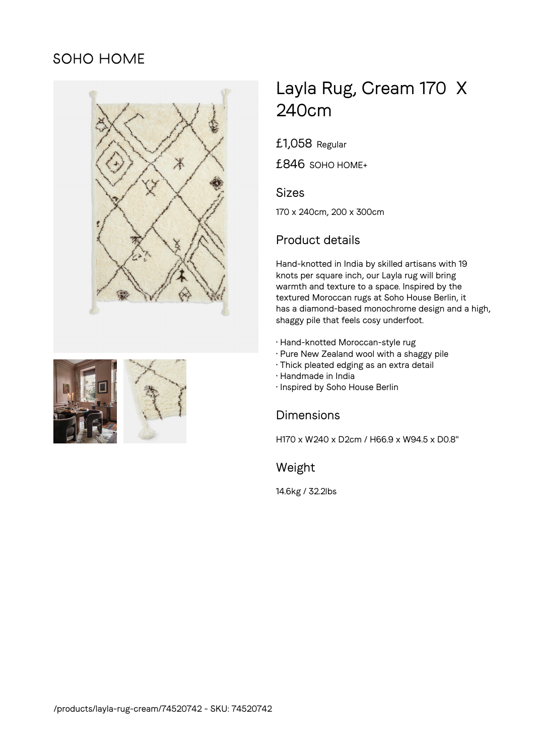SOHO HOME

# Layla Rug, Cream 170 X 240cm

£1,058 Regular

£846 SOHO HOME+

## Sizes

170 x 240cm, 200 x 300cm

## Product details

Hand-knotted in India by skilled artisans with 19 knots per square inch, our Layla rug will bring warmth and texture to a space. Inspired by the textured Moroccan rugs at Soho House Berlin, it has a diamond-based monochrome design and a high, shaggy pile that feels cosy underfoot.

- Hand-knotted Moroccan-style rug
- Pure New Zealand wool with a shaggy pile
- Thick pleated edging as an extra detail
- Handmade in India
- Inspired by Soho House Berlin

## Dimensions

H170 x W240 x D2cm / H66.9 x W94.5 x D0.8"

## Weight

14.6kg / 32.2lbs

/products/layla-rug-cream/74520742 - SKU: 74520742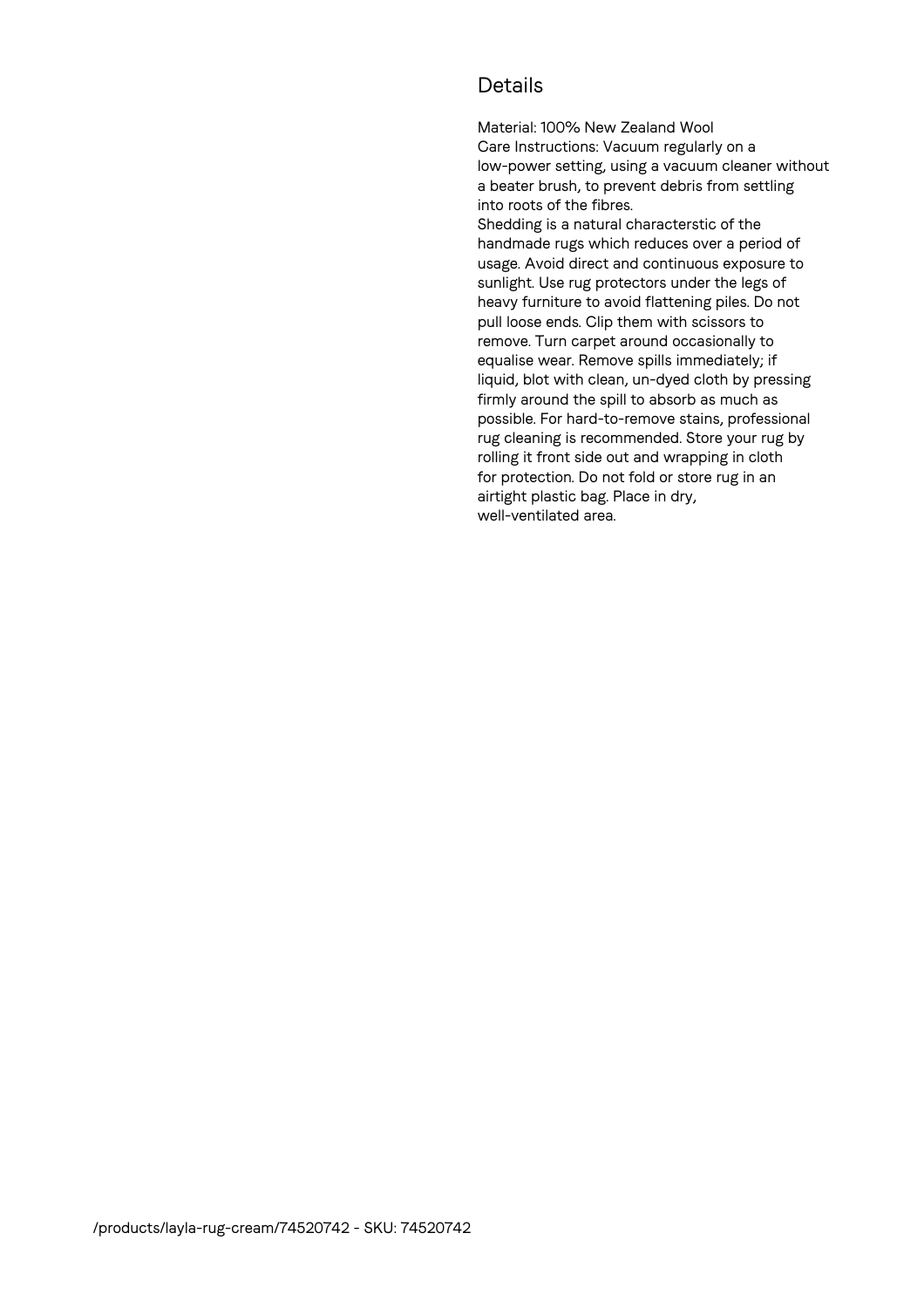## Details

Material: 100% New Zealand Wool
Care Instructions: Vacuum regularly on a low-power setting, using a vacuum cleaner without a beater brush, to prevent debris from settling into roots of the fibres.
Shedding is a natural characterstic of the handmade rugs which reduces over a period of usage. Avoid direct and continuous exposure to sunlight. Use rug protectors under the legs of heavy furniture to avoid flattening piles. Do not pull loose ends. Clip them with scissors to remove. Turn carpet around occasionally to equalise wear. Remove spills immediately; if liquid, blot with clean, un-dyed cloth by pressing firmly around the spill to absorb as much as possible. For hard-to-remove stains, professional rug cleaning is recommended. Store your rug by rolling it front side out and wrapping in cloth for protection. Do not fold or store rug in an airtight plastic bag. Place in dry, well-ventilated area.

/products/layla-rug-cream/74520742 - SKU: 74520742